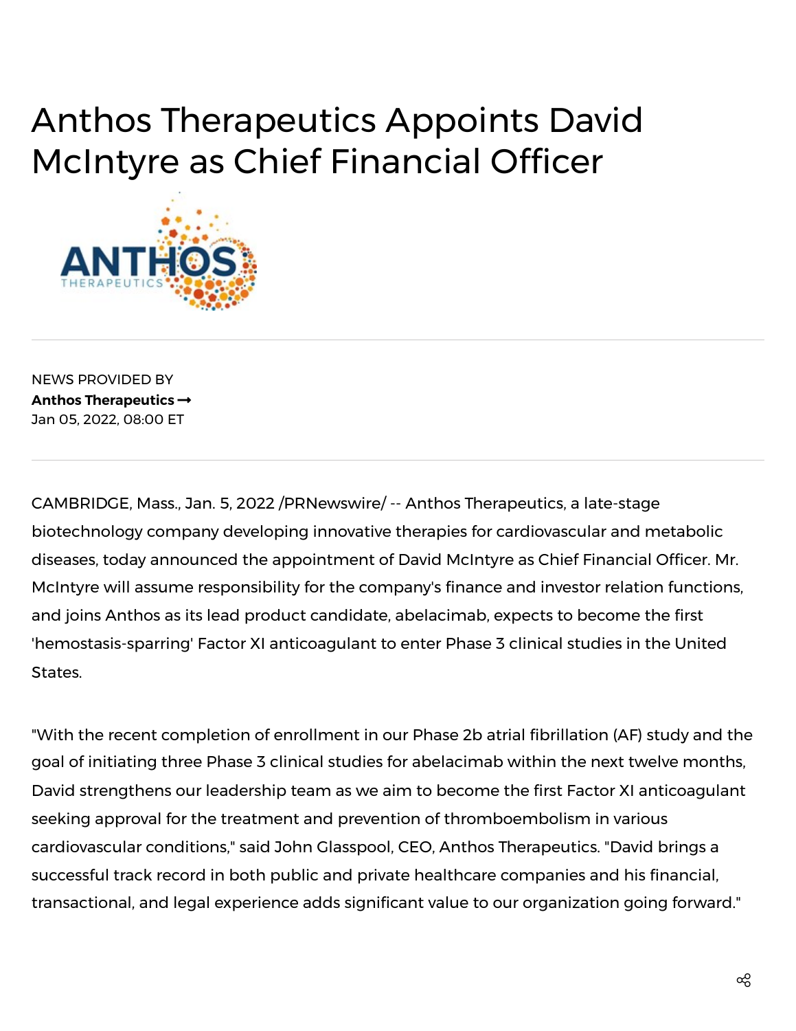# Anthos Therapeutics Appoints David McIntyre as Chief Financial Officer

NEWS PROVIDED BY
**Anthos Therapeutics →**
Jan 05, 2022, 08:00 ET

CAMBRIDGE, Mass., Jan. 5, 2022 /PRNewswire/ -- Anthos Therapeutics, a late-stage biotechnology company developing innovative therapies for cardiovascular and metabolic diseases, today announced the appointment of David McIntyre as Chief Financial Officer. Mr. McIntyre will assume responsibility for the company's finance and investor relation functions, and joins Anthos as its lead product candidate, abelacimab, expects to become the first 'hemostasis-sparring' Factor XI anticoagulant to enter Phase 3 clinical studies in the United States.

"With the recent completion of enrollment in our Phase 2b atrial fibrillation (AF) study and the goal of initiating three Phase 3 clinical studies for abelacimab within the next twelve months, David strengthens our leadership team as we aim to become the first Factor XI anticoagulant seeking approval for the treatment and prevention of thromboembolism in various cardiovascular conditions," said John Glasspool, CEO, Anthos Therapeutics. "David brings a successful track record in both public and private healthcare companies and his financial, transactional, and legal experience adds significant value to our organization going forward."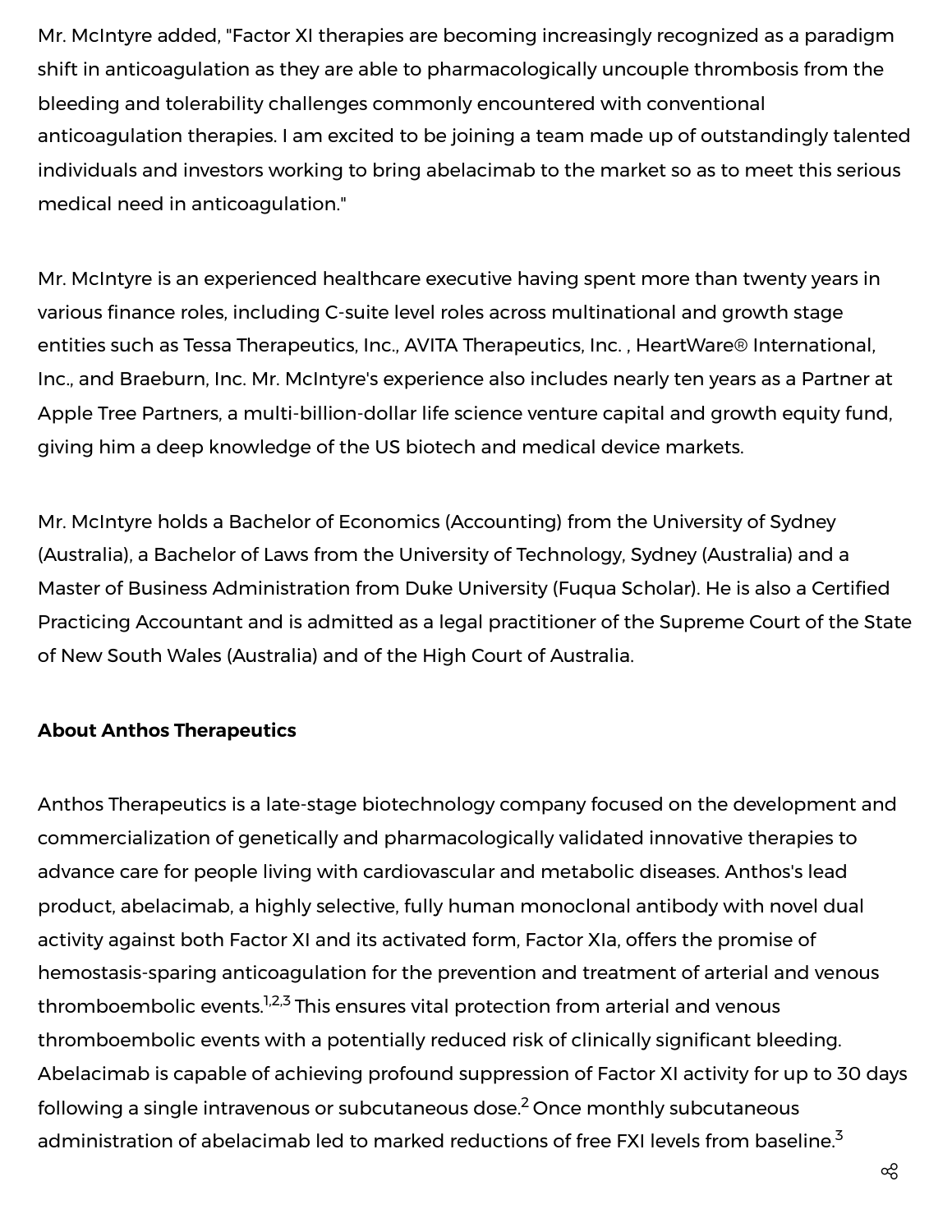Mr. McIntyre added, "Factor XI therapies are becoming increasingly recognized as a paradigm shift in anticoagulation as they are able to pharmacologically uncouple thrombosis from the bleeding and tolerability challenges commonly encountered with conventional anticoagulation therapies. I am excited to be joining a team made up of outstandingly talented individuals and investors working to bring abelacimab to the market so as to meet this serious medical need in anticoagulation."

Mr. McIntyre is an experienced healthcare executive having spent more than twenty years in various finance roles, including C-suite level roles across multinational and growth stage entities such as Tessa Therapeutics, Inc., AVITA Therapeutics, Inc. , HeartWare® International, Inc., and Braeburn, Inc. Mr. McIntyre's experience also includes nearly ten years as a Partner at Apple Tree Partners, a multi-billion-dollar life science venture capital and growth equity fund, giving him a deep knowledge of the US biotech and medical device markets.

Mr. McIntyre holds a Bachelor of Economics (Accounting) from the University of Sydney (Australia), a Bachelor of Laws from the University of Technology, Sydney (Australia) and a Master of Business Administration from Duke University (Fuqua Scholar). He is also a Certified Practicing Accountant and is admitted as a legal practitioner of the Supreme Court of the State of New South Wales (Australia) and of the High Court of Australia.

**About Anthos Therapeutics**

Anthos Therapeutics is a late-stage biotechnology company focused on the development and commercialization of genetically and pharmacologically validated innovative therapies to advance care for people living with cardiovascular and metabolic diseases. Anthos's lead product, abelacimab, a highly selective, fully human monoclonal antibody with novel dual activity against both Factor XI and its activated form, Factor XIa, offers the promise of hemostasis-sparing anticoagulation for the prevention and treatment of arterial and venous thromboembolic events.[1,2,3] This ensures vital protection from arterial and venous thromboembolic events with a potentially reduced risk of clinically significant bleeding. Abelacimab is capable of achieving profound suppression of Factor XI activity for up to 30 days following a single intravenous or subcutaneous dose.[2] Once monthly subcutaneous administration of abelacimab led to marked reductions of free FXI levels from baseline.[3]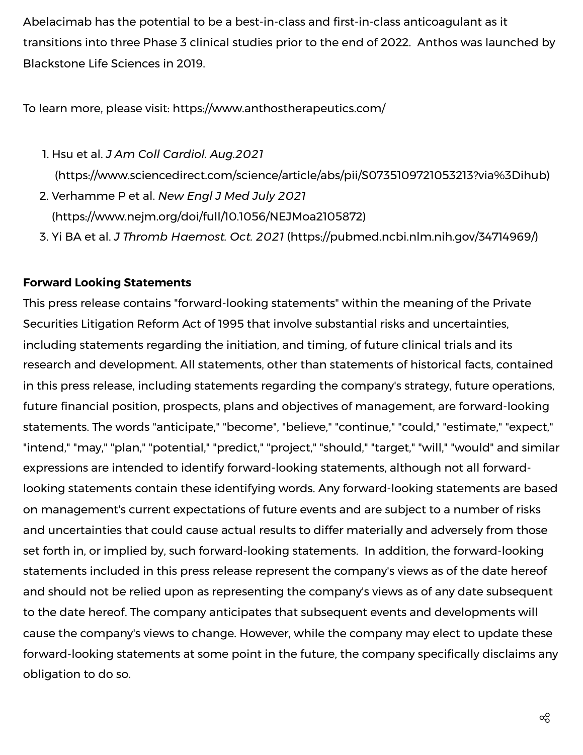Abelacimab has the potential to be a best-in-class and first-in-class anticoagulant as it transitions into three Phase 3 clinical studies prior to the end of 2022. Anthos was launched by Blackstone Life Sciences in 2019.

To learn more, please visit: https://www.anthostherapeutics.com/

1. Hsu et al. *J Am Coll Cardiol. Aug.2021* (https://www.sciencedirect.com/science/article/abs/pii/S0735109721053213?via%3Dihub)
2. Verhamme P et al. *New Engl J Med July 2021* (https://www.nejm.org/doi/full/10.1056/NEJMoa2105872)
3. Yi BA et al. *J Thromb Haemost. Oct. 2021* (https://pubmed.ncbi.nlm.nih.gov/34714969/)

**Forward Looking Statements**

This press release contains "forward-looking statements" within the meaning of the Private Securities Litigation Reform Act of 1995 that involve substantial risks and uncertainties, including statements regarding the initiation, and timing, of future clinical trials and its research and development. All statements, other than statements of historical facts, contained in this press release, including statements regarding the company's strategy, future operations, future financial position, prospects, plans and objectives of management, are forward-looking statements. The words "anticipate," "become", "believe," "continue," "could," "estimate," "expect," "intend," "may," "plan," "potential," "predict," "project," "should," "target," "will," "would" and similar expressions are intended to identify forward-looking statements, although not all forward-looking statements contain these identifying words. Any forward-looking statements are based on management's current expectations of future events and are subject to a number of risks and uncertainties that could cause actual results to differ materially and adversely from those set forth in, or implied by, such forward-looking statements. In addition, the forward-looking statements included in this press release represent the company's views as of the date hereof and should not be relied upon as representing the company's views as of any date subsequent to the date hereof. The company anticipates that subsequent events and developments will cause the company's views to change. However, while the company may elect to update these forward-looking statements at some point in the future, the company specifically disclaims any obligation to do so.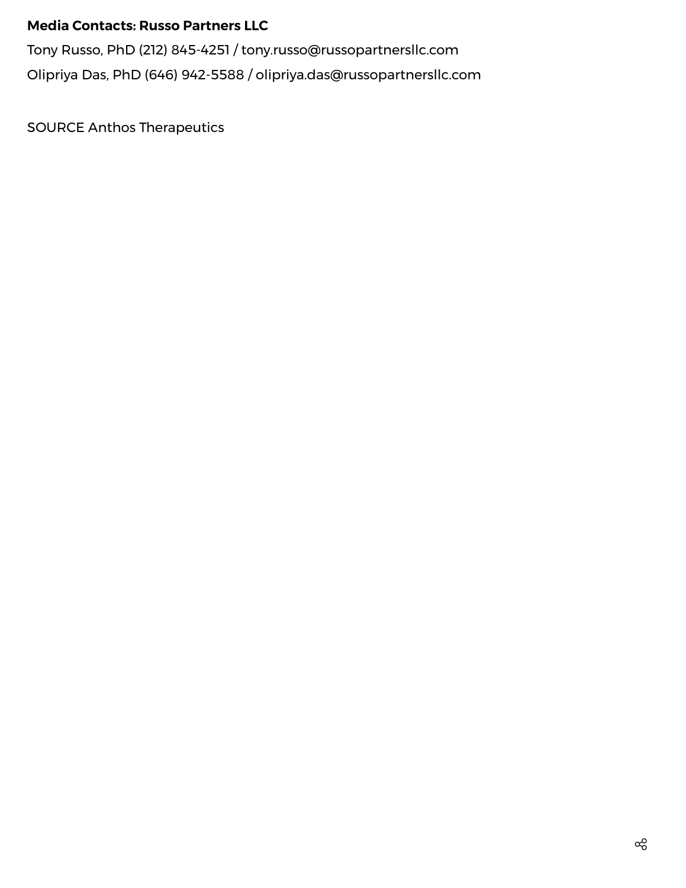**Media Contacts: Russo Partners LLC**

Tony Russo, PhD (212) 845-4251 / tony.russo@russopartnersllc.com

Olipriya Das, PhD (646) 942-5588 / olipriya.das@russopartnersllc.com

SOURCE Anthos Therapeutics